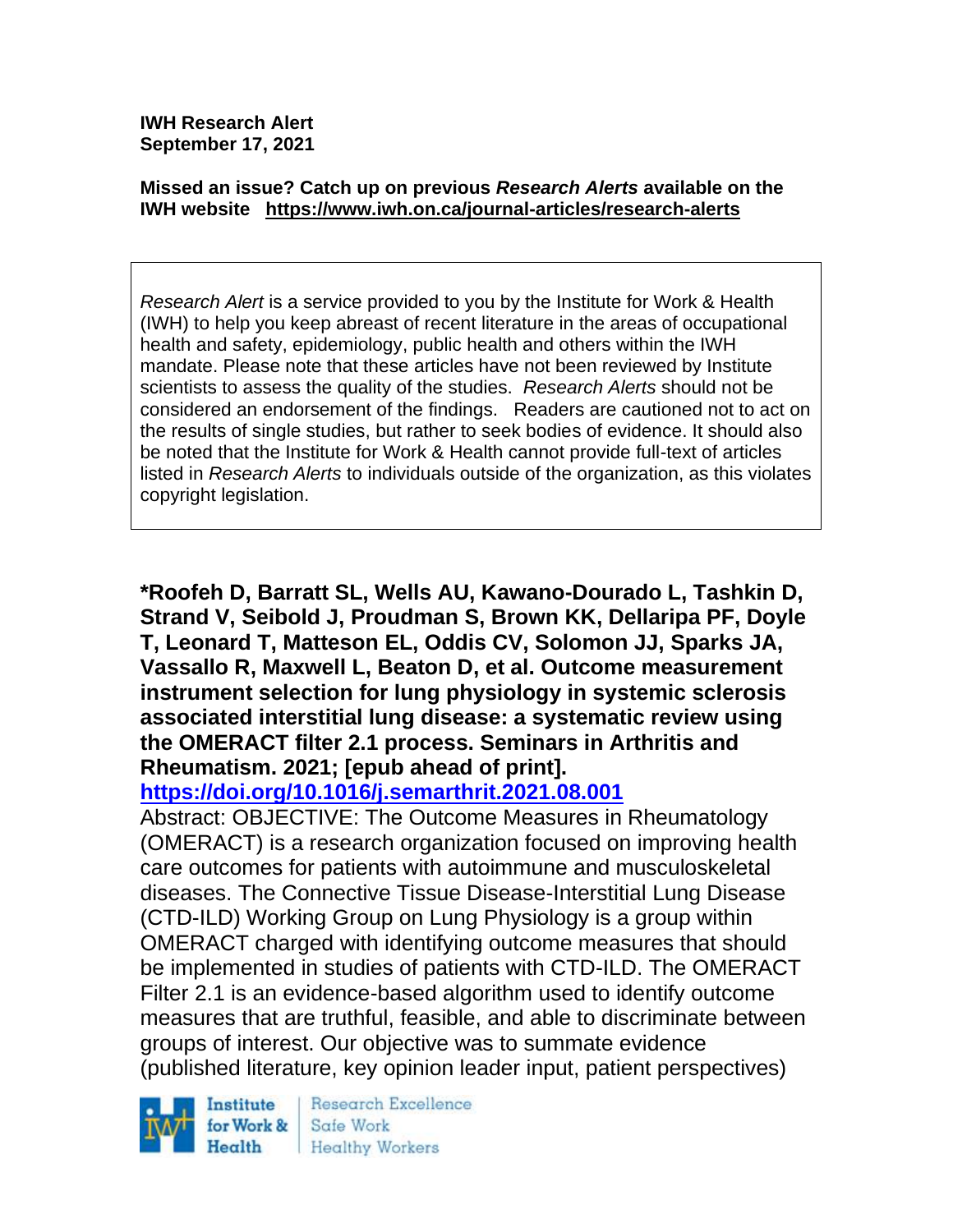**IWH Research Alert**
**September 17, 2021**

**Missed an issue? Catch up on previous *Research Alerts* available on the IWH website https://www.iwh.on.ca/journal-articles/research-alerts**

*Research Alert* is a service provided to you by the Institute for Work & Health (IWH) to help you keep abreast of recent literature in the areas of occupational health and safety, epidemiology, public health and others within the IWH mandate. Please note that these articles have not been reviewed by Institute scientists to assess the quality of the studies. *Research Alerts* should not be considered an endorsement of the findings. Readers are cautioned not to act on the results of single studies, but rather to seek bodies of evidence. It should also be noted that the Institute for Work & Health cannot provide full-text of articles listed in *Research Alerts* to individuals outside of the organization, as this violates copyright legislation.

**\*Roofeh D, Barratt SL, Wells AU, Kawano-Dourado L, Tashkin D, Strand V, Seibold J, Proudman S, Brown KK, Dellaripa PF, Doyle T, Leonard T, Matteson EL, Oddis CV, Solomon JJ, Sparks JA, Vassallo R, Maxwell L, Beaton D, et al. Outcome measurement instrument selection for lung physiology in systemic sclerosis associated interstitial lung disease: a systematic review using the OMERACT filter 2.1 process. Seminars in Arthritis and Rheumatism. 2021; [epub ahead of print].**
**https://doi.org/10.1016/j.semarthrit.2021.08.001**

Abstract: OBJECTIVE: The Outcome Measures in Rheumatology (OMERACT) is a research organization focused on improving health care outcomes for patients with autoimmune and musculoskeletal diseases. The Connective Tissue Disease-Interstitial Lung Disease (CTD-ILD) Working Group on Lung Physiology is a group within OMERACT charged with identifying outcome measures that should be implemented in studies of patients with CTD-ILD. The OMERACT Filter 2.1 is an evidence-based algorithm used to identify outcome measures that are truthful, feasible, and able to discriminate between groups of interest. Our objective was to summate evidence (published literature, key opinion leader input, patient perspectives)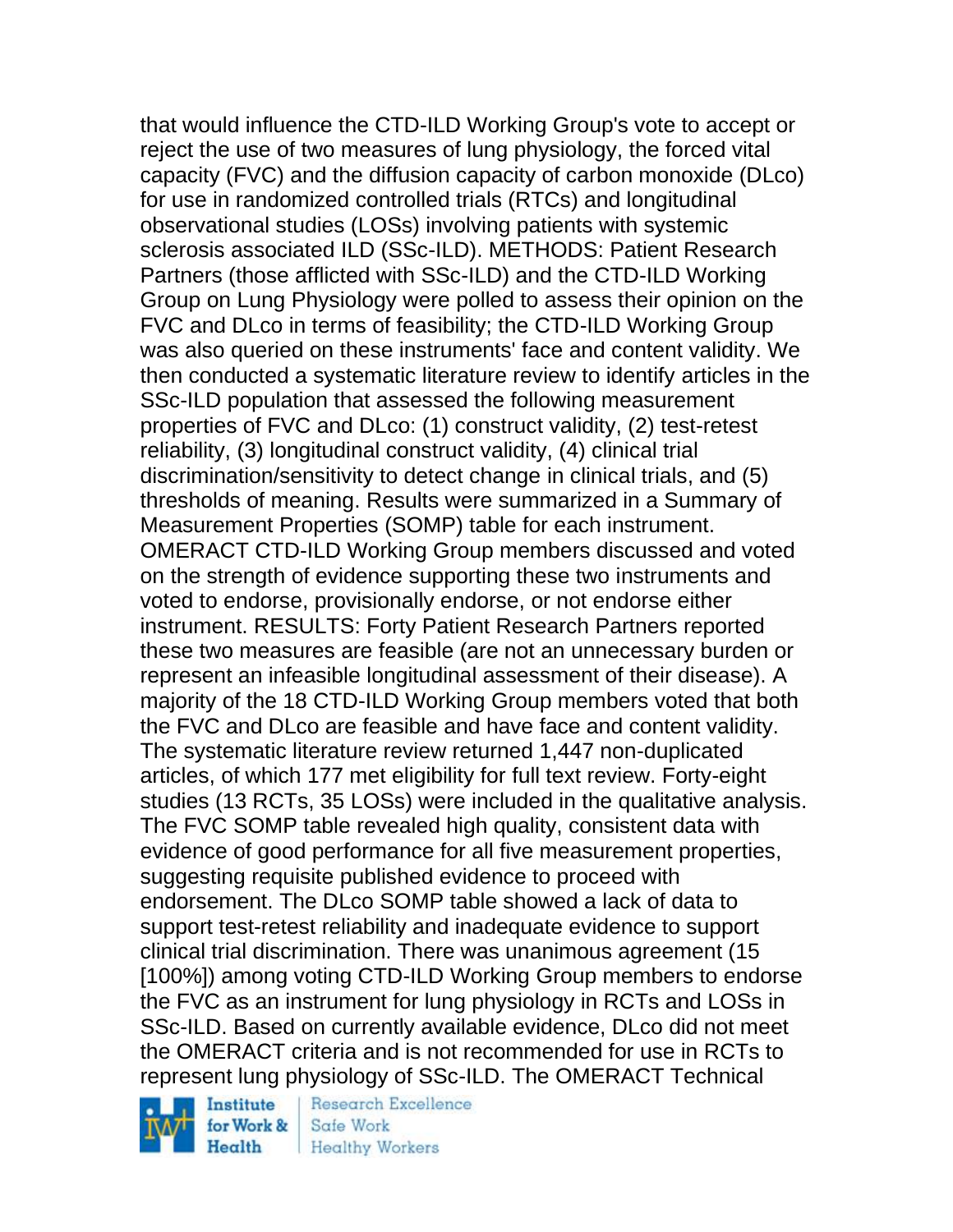that would influence the CTD-ILD Working Group's vote to accept or reject the use of two measures of lung physiology, the forced vital capacity (FVC) and the diffusion capacity of carbon monoxide (DLco) for use in randomized controlled trials (RTCs) and longitudinal observational studies (LOSs) involving patients with systemic sclerosis associated ILD (SSc-ILD). METHODS: Patient Research Partners (those afflicted with SSc-ILD) and the CTD-ILD Working Group on Lung Physiology were polled to assess their opinion on the FVC and DLco in terms of feasibility; the CTD-ILD Working Group was also queried on these instruments' face and content validity. We then conducted a systematic literature review to identify articles in the SSc-ILD population that assessed the following measurement properties of FVC and DLco: (1) construct validity, (2) test-retest reliability, (3) longitudinal construct validity, (4) clinical trial discrimination/sensitivity to detect change in clinical trials, and (5) thresholds of meaning. Results were summarized in a Summary of Measurement Properties (SOMP) table for each instrument. OMERACT CTD-ILD Working Group members discussed and voted on the strength of evidence supporting these two instruments and voted to endorse, provisionally endorse, or not endorse either instrument. RESULTS: Forty Patient Research Partners reported these two measures are feasible (are not an unnecessary burden or represent an infeasible longitudinal assessment of their disease). A majority of the 18 CTD-ILD Working Group members voted that both the FVC and DLco are feasible and have face and content validity. The systematic literature review returned 1,447 non-duplicated articles, of which 177 met eligibility for full text review. Forty-eight studies (13 RCTs, 35 LOSs) were included in the qualitative analysis. The FVC SOMP table revealed high quality, consistent data with evidence of good performance for all five measurement properties, suggesting requisite published evidence to proceed with endorsement. The DLco SOMP table showed a lack of data to support test-retest reliability and inadequate evidence to support clinical trial discrimination. There was unanimous agreement (15 [100%]) among voting CTD-ILD Working Group members to endorse the FVC as an instrument for lung physiology in RCTs and LOSs in SSc-ILD. Based on currently available evidence, DLco did not meet the OMERACT criteria and is not recommended for use in RCTs to represent lung physiology of SSc-ILD. The OMERACT Technical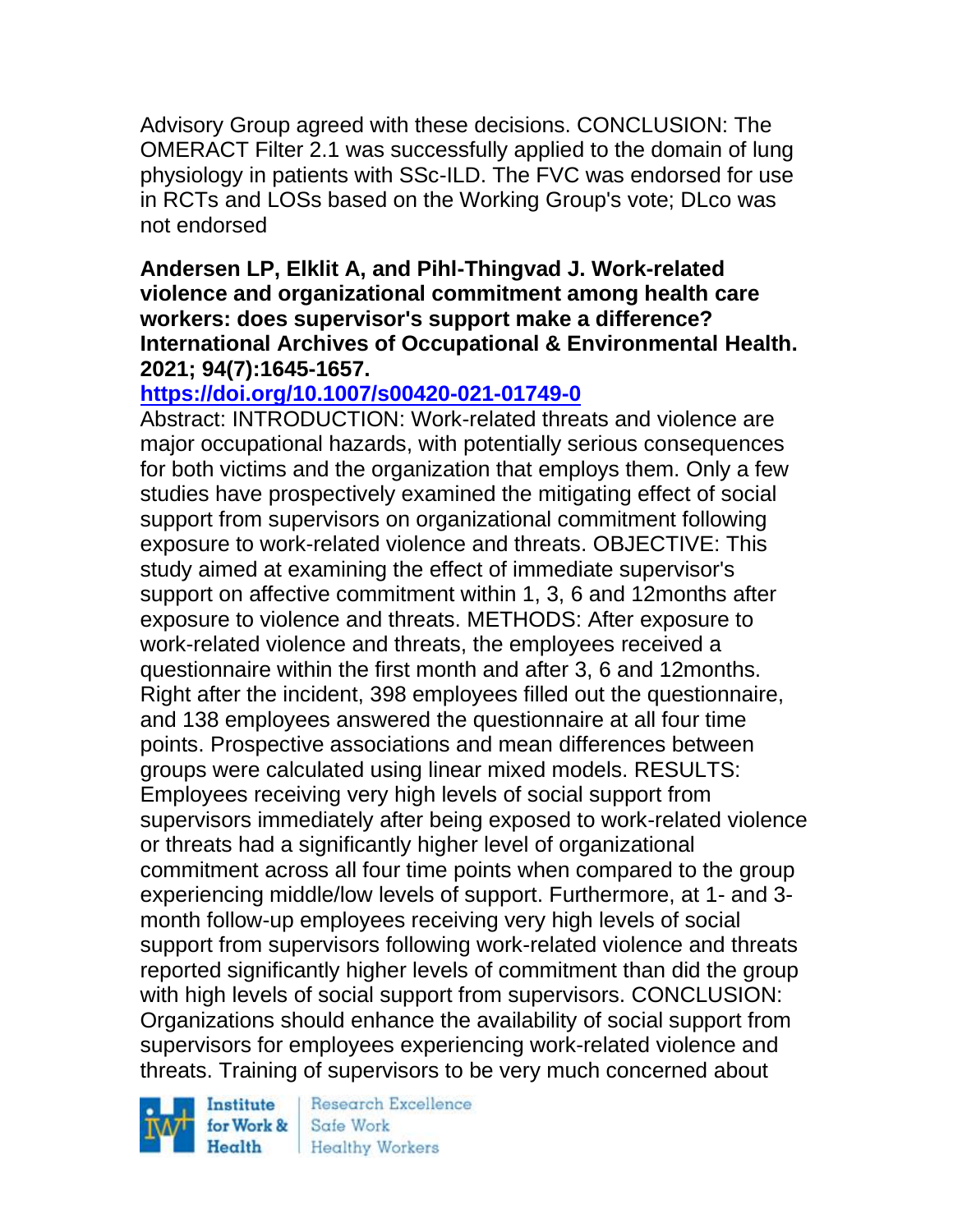Advisory Group agreed with these decisions. CONCLUSION: The OMERACT Filter 2.1 was successfully applied to the domain of lung physiology in patients with SSc-ILD. The FVC was endorsed for use in RCTs and LOSs based on the Working Group's vote; DLco was not endorsed

**Andersen LP, Elklit A, and Pihl-Thingvad J. Work-related violence and organizational commitment among health care workers: does supervisor's support make a difference? International Archives of Occupational & Environmental Health. 2021; 94(7):1645-1657.**

**https://doi.org/10.1007/s00420-021-01749-0**

Abstract: INTRODUCTION: Work-related threats and violence are major occupational hazards, with potentially serious consequences for both victims and the organization that employs them. Only a few studies have prospectively examined the mitigating effect of social support from supervisors on organizational commitment following exposure to work-related violence and threats. OBJECTIVE: This study aimed at examining the effect of immediate supervisor's support on affective commitment within 1, 3, 6 and 12months after exposure to violence and threats. METHODS: After exposure to work-related violence and threats, the employees received a questionnaire within the first month and after 3, 6 and 12months. Right after the incident, 398 employees filled out the questionnaire, and 138 employees answered the questionnaire at all four time points. Prospective associations and mean differences between groups were calculated using linear mixed models. RESULTS: Employees receiving very high levels of social support from supervisors immediately after being exposed to work-related violence or threats had a significantly higher level of organizational commitment across all four time points when compared to the group experiencing middle/low levels of support. Furthermore, at 1- and 3-month follow-up employees receiving very high levels of social support from supervisors following work-related violence and threats reported significantly higher levels of commitment than did the group with high levels of social support from supervisors. CONCLUSION: Organizations should enhance the availability of social support from supervisors for employees experiencing work-related violence and threats. Training of supervisors to be very much concerned about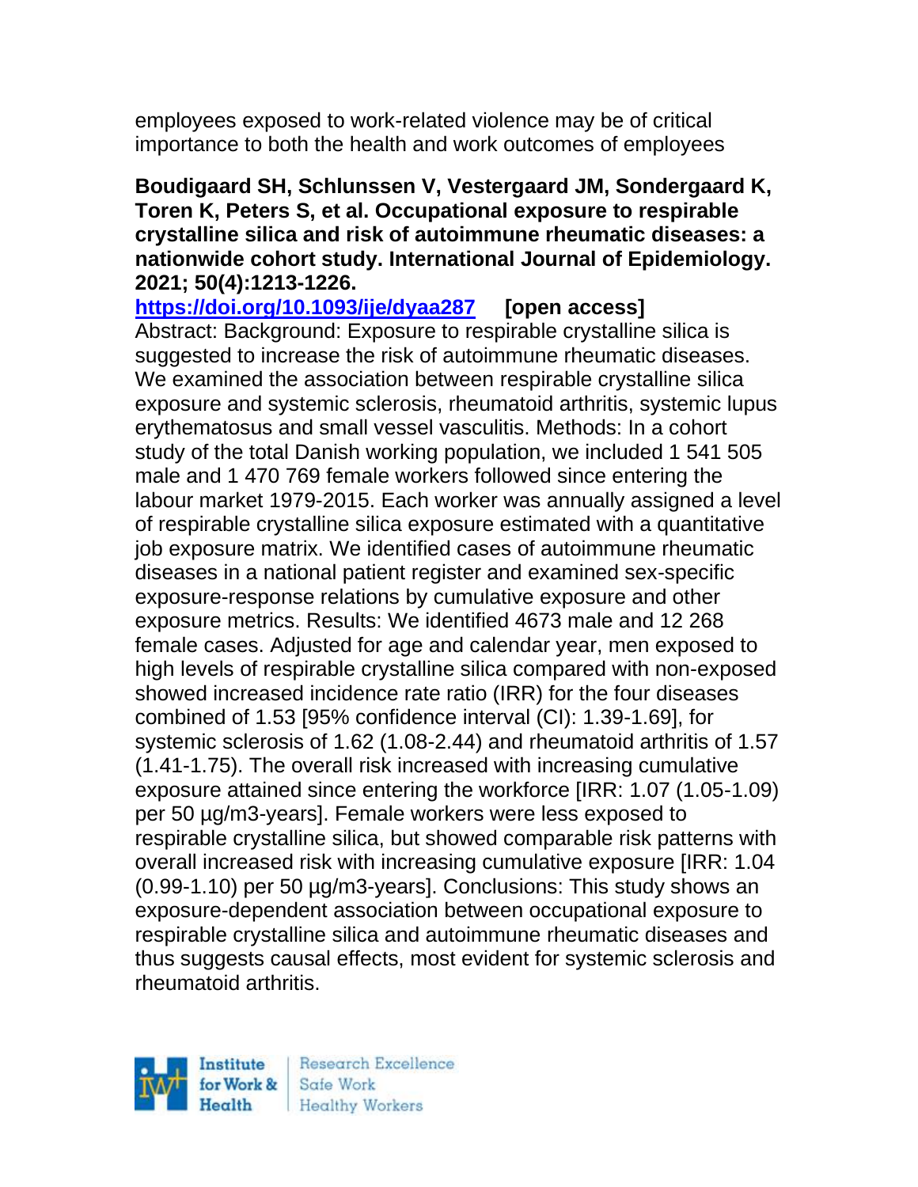employees exposed to work-related violence may be of critical importance to both the health and work outcomes of employees

**Boudigaard SH, Schlunssen V, Vestergaard JM, Sondergaard K, Toren K, Peters S, et al. Occupational exposure to respirable crystalline silica and risk of autoimmune rheumatic diseases: a nationwide cohort study. International Journal of Epidemiology. 2021; 50(4):1213-1226.**

**https://doi.org/10.1093/ije/dyaa287** **[open access]**

Abstract: Background: Exposure to respirable crystalline silica is suggested to increase the risk of autoimmune rheumatic diseases. We examined the association between respirable crystalline silica exposure and systemic sclerosis, rheumatoid arthritis, systemic lupus erythematosus and small vessel vasculitis. Methods: In a cohort study of the total Danish working population, we included 1 541 505 male and 1 470 769 female workers followed since entering the labour market 1979-2015. Each worker was annually assigned a level of respirable crystalline silica exposure estimated with a quantitative job exposure matrix. We identified cases of autoimmune rheumatic diseases in a national patient register and examined sex-specific exposure-response relations by cumulative exposure and other exposure metrics. Results: We identified 4673 male and 12 268 female cases. Adjusted for age and calendar year, men exposed to high levels of respirable crystalline silica compared with non-exposed showed increased incidence rate ratio (IRR) for the four diseases combined of 1.53 [95% confidence interval (CI): 1.39-1.69], for systemic sclerosis of 1.62 (1.08-2.44) and rheumatoid arthritis of 1.57 (1.41-1.75). The overall risk increased with increasing cumulative exposure attained since entering the workforce [IRR: 1.07 (1.05-1.09) per 50 µg/m3-years]. Female workers were less exposed to respirable crystalline silica, but showed comparable risk patterns with overall increased risk with increasing cumulative exposure [IRR: 1.04 (0.99-1.10) per 50 µg/m3-years]. Conclusions: This study shows an exposure-dependent association between occupational exposure to respirable crystalline silica and autoimmune rheumatic diseases and thus suggests causal effects, most evident for systemic sclerosis and rheumatoid arthritis.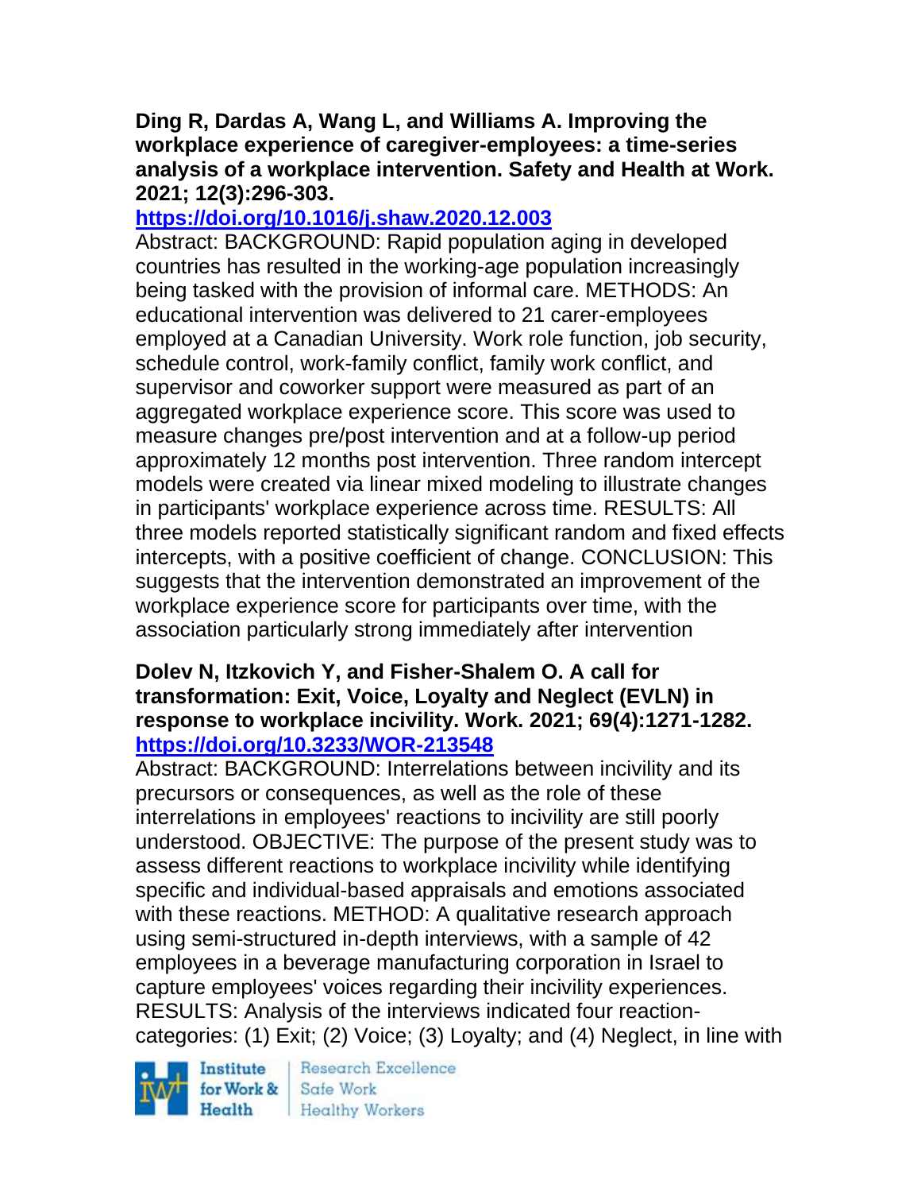**Ding R, Dardas A, Wang L, and Williams A. Improving the workplace experience of caregiver-employees: a time-series analysis of a workplace intervention. Safety and Health at Work. 2021; 12(3):296-303.**
**https://doi.org/10.1016/j.shaw.2020.12.003**

Abstract: BACKGROUND: Rapid population aging in developed countries has resulted in the working-age population increasingly being tasked with the provision of informal care. METHODS: An educational intervention was delivered to 21 carer-employees employed at a Canadian University. Work role function, job security, schedule control, work-family conflict, family work conflict, and supervisor and coworker support were measured as part of an aggregated workplace experience score. This score was used to measure changes pre/post intervention and at a follow-up period approximately 12 months post intervention. Three random intercept models were created via linear mixed modeling to illustrate changes in participants' workplace experience across time. RESULTS: All three models reported statistically significant random and fixed effects intercepts, with a positive coefficient of change. CONCLUSION: This suggests that the intervention demonstrated an improvement of the workplace experience score for participants over time, with the association particularly strong immediately after intervention

**Dolev N, Itzkovich Y, and Fisher-Shalem O. A call for transformation: Exit, Voice, Loyalty and Neglect (EVLN) in response to workplace incivility. Work. 2021; 69(4):1271-1282.**
**https://doi.org/10.3233/WOR-213548**

Abstract: BACKGROUND: Interrelations between incivility and its precursors or consequences, as well as the role of these interrelations in employees' reactions to incivility are still poorly understood. OBJECTIVE: The purpose of the present study was to assess different reactions to workplace incivility while identifying specific and individual-based appraisals and emotions associated with these reactions. METHOD: A qualitative research approach using semi-structured in-depth interviews, with a sample of 42 employees in a beverage manufacturing corporation in Israel to capture employees' voices regarding their incivility experiences. RESULTS: Analysis of the interviews indicated four reaction-categories: (1) Exit; (2) Voice; (3) Loyalty; and (4) Neglect, in line with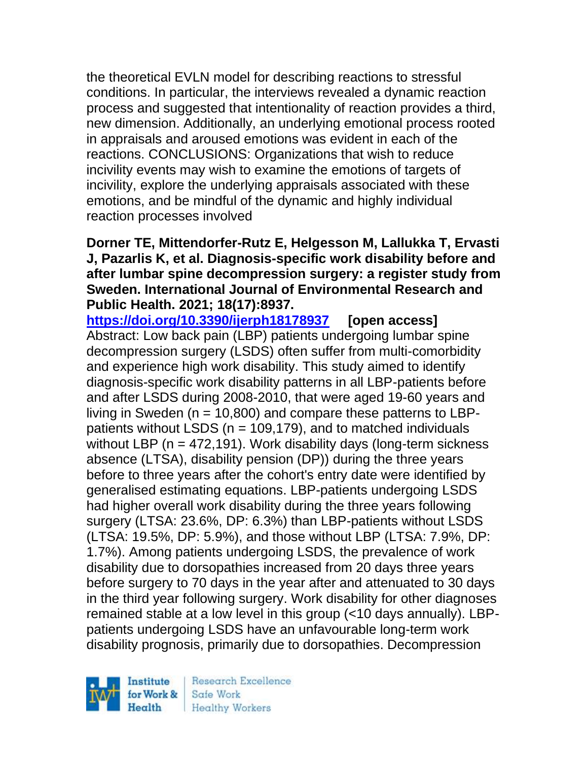the theoretical EVLN model for describing reactions to stressful conditions. In particular, the interviews revealed a dynamic reaction process and suggested that intentionality of reaction provides a third, new dimension. Additionally, an underlying emotional process rooted in appraisals and aroused emotions was evident in each of the reactions. CONCLUSIONS: Organizations that wish to reduce incivility events may wish to examine the emotions of targets of incivility, explore the underlying appraisals associated with these emotions, and be mindful of the dynamic and highly individual reaction processes involved

**Dorner TE, Mittendorfer-Rutz E, Helgesson M, Lallukka T, Ervasti J, Pazarlis K, et al. Diagnosis-specific work disability before and after lumbar spine decompression surgery: a register study from Sweden. International Journal of Environmental Research and Public Health. 2021; 18(17):8937.**

**https://doi.org/10.3390/ijerph18178937** **[open access]**

Abstract: Low back pain (LBP) patients undergoing lumbar spine decompression surgery (LSDS) often suffer from multi-comorbidity and experience high work disability. This study aimed to identify diagnosis-specific work disability patterns in all LBP-patients before and after LSDS during 2008-2010, that were aged 19-60 years and living in Sweden (n = 10,800) and compare these patterns to LBP-patients without LSDS (n = 109,179), and to matched individuals without LBP (n = 472,191). Work disability days (long-term sickness absence (LTSA), disability pension (DP)) during the three years before to three years after the cohort's entry date were identified by generalised estimating equations. LBP-patients undergoing LSDS had higher overall work disability during the three years following surgery (LTSA: 23.6%, DP: 6.3%) than LBP-patients without LSDS (LTSA: 19.5%, DP: 5.9%), and those without LBP (LTSA: 7.9%, DP: 1.7%). Among patients undergoing LSDS, the prevalence of work disability due to dorsopathies increased from 20 days three years before surgery to 70 days in the year after and attenuated to 30 days in the third year following surgery. Work disability for other diagnoses remained stable at a low level in this group (<10 days annually). LBP-patients undergoing LSDS have an unfavourable long-term work disability prognosis, primarily due to dorsopathies. Decompression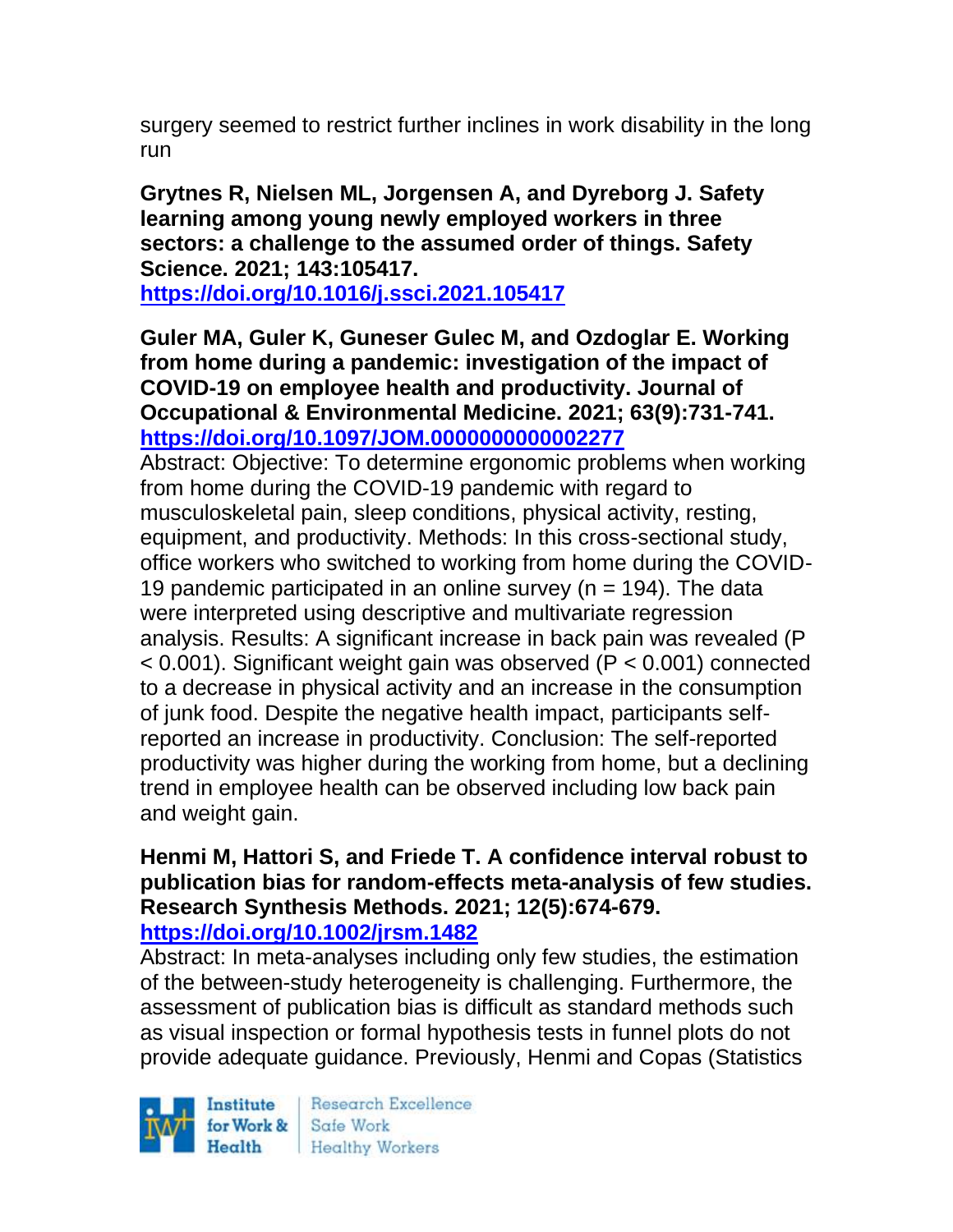surgery seemed to restrict further inclines in work disability in the long run

**Grytnes R, Nielsen ML, Jorgensen A, and Dyreborg J. Safety learning among young newly employed workers in three sectors: a challenge to the assumed order of things. Safety Science. 2021; 143:105417.**
**https://doi.org/10.1016/j.ssci.2021.105417**

**Guler MA, Guler K, Guneser Gulec M, and Ozdoglar E. Working from home during a pandemic: investigation of the impact of COVID-19 on employee health and productivity. Journal of Occupational & Environmental Medicine. 2021; 63(9):731-741.**
**https://doi.org/10.1097/JOM.0000000000002277**
Abstract: Objective: To determine ergonomic problems when working from home during the COVID-19 pandemic with regard to musculoskeletal pain, sleep conditions, physical activity, resting, equipment, and productivity. Methods: In this cross-sectional study, office workers who switched to working from home during the COVID-19 pandemic participated in an online survey ($n = 194$). The data were interpreted using descriptive and multivariate regression analysis. Results: A significant increase in back pain was revealed ($P < 0.001$). Significant weight gain was observed ($P < 0.001$) connected to a decrease in physical activity and an increase in the consumption of junk food. Despite the negative health impact, participants self-reported an increase in productivity. Conclusion: The self-reported productivity was higher during the working from home, but a declining trend in employee health can be observed including low back pain and weight gain.

**Henmi M, Hattori S, and Friede T. A confidence interval robust to publication bias for random-effects meta-analysis of few studies. Research Synthesis Methods. 2021; 12(5):674-679.**
**https://doi.org/10.1002/jrsm.1482**
Abstract: In meta-analyses including only few studies, the estimation of the between-study heterogeneity is challenging. Furthermore, the assessment of publication bias is difficult as standard methods such as visual inspection or formal hypothesis tests in funnel plots do not provide adequate guidance. Previously, Henmi and Copas (Statistics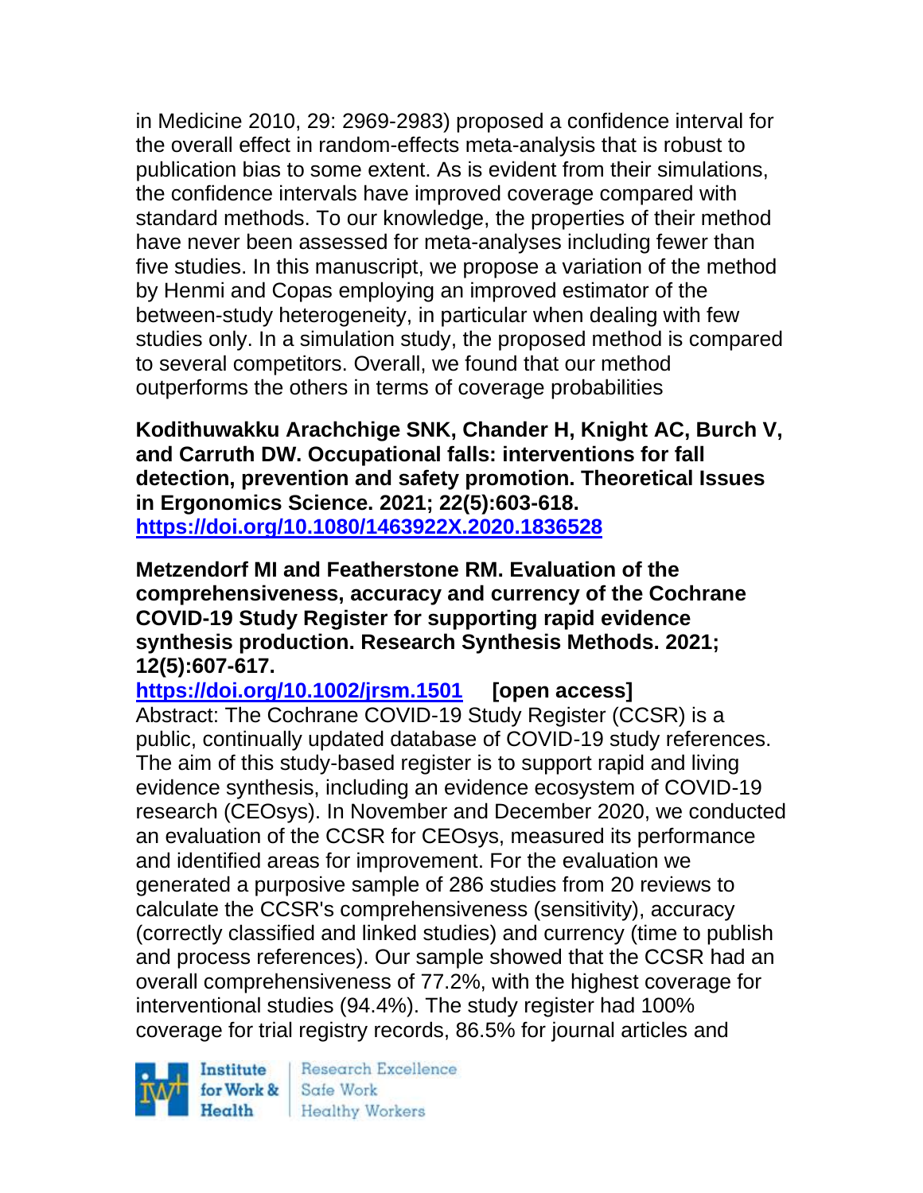in Medicine 2010, 29: 2969-2983) proposed a confidence interval for the overall effect in random-effects meta-analysis that is robust to publication bias to some extent. As is evident from their simulations, the confidence intervals have improved coverage compared with standard methods. To our knowledge, the properties of their method have never been assessed for meta-analyses including fewer than five studies. In this manuscript, we propose a variation of the method by Henmi and Copas employing an improved estimator of the between-study heterogeneity, in particular when dealing with few studies only. In a simulation study, the proposed method is compared to several competitors. Overall, we found that our method outperforms the others in terms of coverage probabilities

**Kodithuwakku Arachchige SNK, Chander H, Knight AC, Burch V, and Carruth DW. Occupational falls: interventions for fall detection, prevention and safety promotion. Theoretical Issues in Ergonomics Science. 2021; 22(5):603-618.**
**https://doi.org/10.1080/1463922X.2020.1836528**

**Metzendorf MI and Featherstone RM. Evaluation of the comprehensiveness, accuracy and currency of the Cochrane COVID-19 Study Register for supporting rapid evidence synthesis production. Research Synthesis Methods. 2021; 12(5):607-617.**
**https://doi.org/10.1002/jrsm.1501 [open access]**
Abstract: The Cochrane COVID-19 Study Register (CCSR) is a public, continually updated database of COVID-19 study references. The aim of this study-based register is to support rapid and living evidence synthesis, including an evidence ecosystem of COVID-19 research (CEOsys). In November and December 2020, we conducted an evaluation of the CCSR for CEOsys, measured its performance and identified areas for improvement. For the evaluation we generated a purposive sample of 286 studies from 20 reviews to calculate the CCSR's comprehensiveness (sensitivity), accuracy (correctly classified and linked studies) and currency (time to publish and process references). Our sample showed that the CCSR had an overall comprehensiveness of 77.2%, with the highest coverage for interventional studies (94.4%). The study register had 100% coverage for trial registry records, 86.5% for journal articles and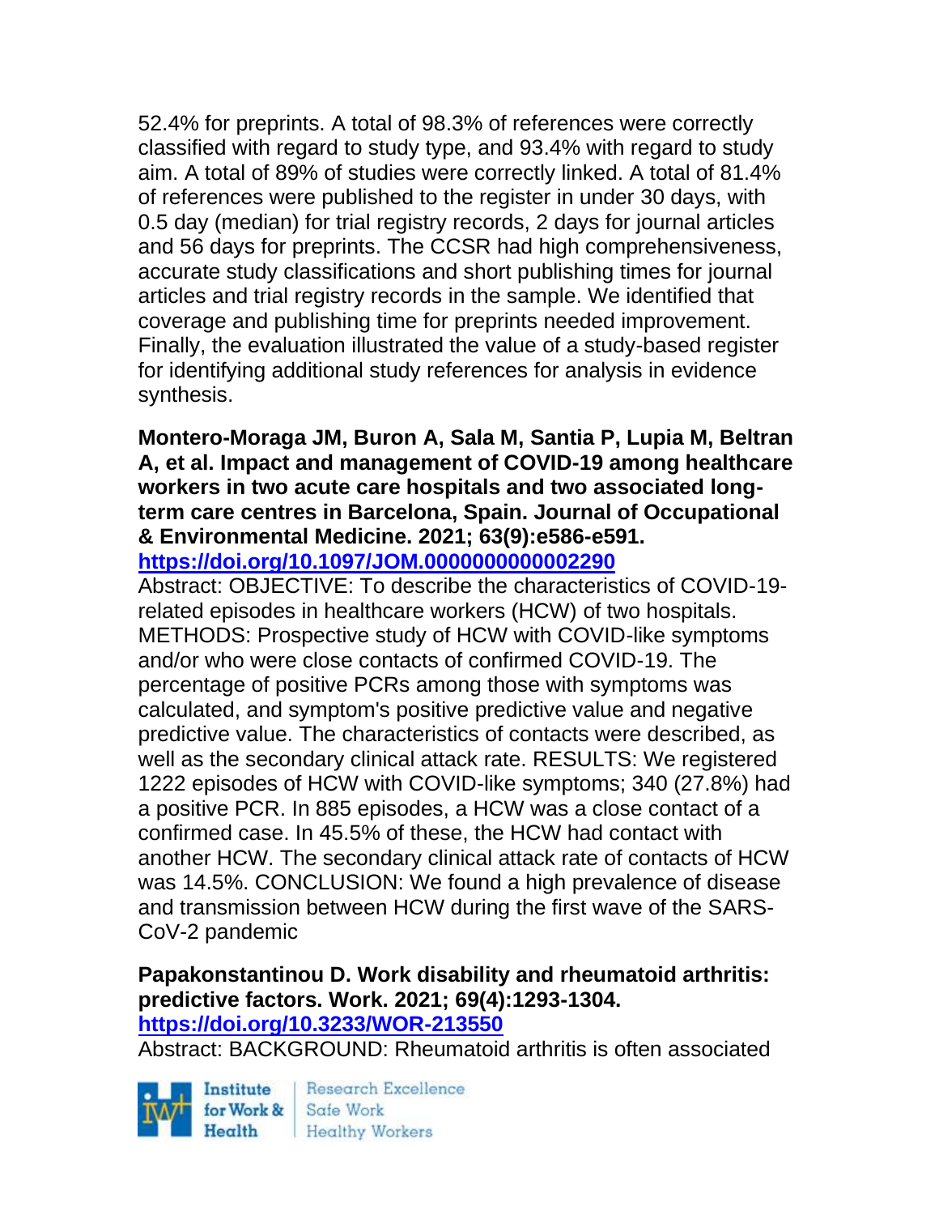52.4% for preprints. A total of 98.3% of references were correctly classified with regard to study type, and 93.4% with regard to study aim. A total of 89% of studies were correctly linked. A total of 81.4% of references were published to the register in under 30 days, with 0.5 day (median) for trial registry records, 2 days for journal articles and 56 days for preprints. The CCSR had high comprehensiveness, accurate study classifications and short publishing times for journal articles and trial registry records in the sample. We identified that coverage and publishing time for preprints needed improvement. Finally, the evaluation illustrated the value of a study-based register for identifying additional study references for analysis in evidence synthesis.

**Montero-Moraga JM, Buron A, Sala M, Santia P, Lupia M, Beltran A, et al. Impact and management of COVID-19 among healthcare workers in two acute care hospitals and two associated long-term care centres in Barcelona, Spain. Journal of Occupational & Environmental Medicine. 2021; 63(9):e586-e591.**
**https://doi.org/10.1097/JOM.0000000000002290**
Abstract: OBJECTIVE: To describe the characteristics of COVID-19-related episodes in healthcare workers (HCW) of two hospitals. METHODS: Prospective study of HCW with COVID-like symptoms and/or who were close contacts of confirmed COVID-19. The percentage of positive PCRs among those with symptoms was calculated, and symptom's positive predictive value and negative predictive value. The characteristics of contacts were described, as well as the secondary clinical attack rate. RESULTS: We registered 1222 episodes of HCW with COVID-like symptoms; 340 (27.8%) had a positive PCR. In 885 episodes, a HCW was a close contact of a confirmed case. In 45.5% of these, the HCW had contact with another HCW. The secondary clinical attack rate of contacts of HCW was 14.5%. CONCLUSION: We found a high prevalence of disease and transmission between HCW during the first wave of the SARS-CoV-2 pandemic

**Papakonstantinou D. Work disability and rheumatoid arthritis: predictive factors. Work. 2021; 69(4):1293-1304.**
**https://doi.org/10.3233/WOR-213550**
Abstract: BACKGROUND: Rheumatoid arthritis is often associated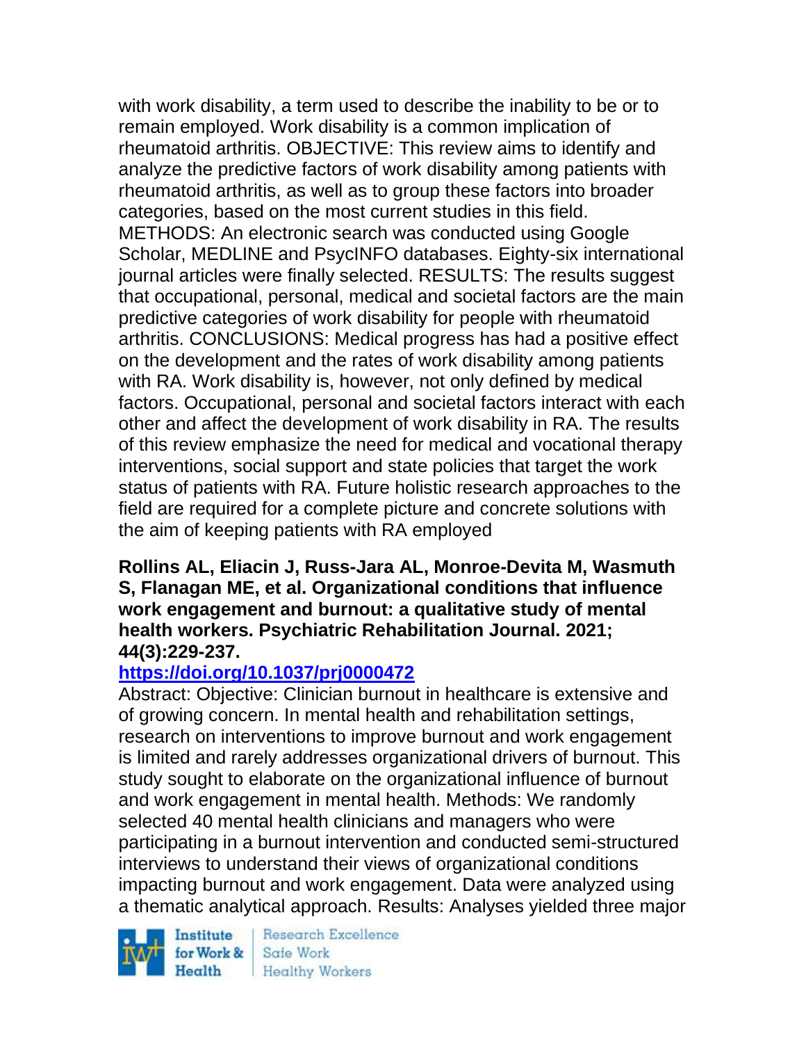with work disability, a term used to describe the inability to be or to remain employed. Work disability is a common implication of rheumatoid arthritis. OBJECTIVE: This review aims to identify and analyze the predictive factors of work disability among patients with rheumatoid arthritis, as well as to group these factors into broader categories, based on the most current studies in this field. METHODS: An electronic search was conducted using Google Scholar, MEDLINE and PsycINFO databases. Eighty-six international journal articles were finally selected. RESULTS: The results suggest that occupational, personal, medical and societal factors are the main predictive categories of work disability for people with rheumatoid arthritis. CONCLUSIONS: Medical progress has had a positive effect on the development and the rates of work disability among patients with RA. Work disability is, however, not only defined by medical factors. Occupational, personal and societal factors interact with each other and affect the development of work disability in RA. The results of this review emphasize the need for medical and vocational therapy interventions, social support and state policies that target the work status of patients with RA. Future holistic research approaches to the field are required for a complete picture and concrete solutions with the aim of keeping patients with RA employed

**Rollins AL, Eliacin J, Russ-Jara AL, Monroe-Devita M, Wasmuth S, Flanagan ME, et al. Organizational conditions that influence work engagement and burnout: a qualitative study of mental health workers. Psychiatric Rehabilitation Journal. 2021; 44(3):229-237.**

**https://doi.org/10.1037/prj0000472**

Abstract: Objective: Clinician burnout in healthcare is extensive and of growing concern. In mental health and rehabilitation settings, research on interventions to improve burnout and work engagement is limited and rarely addresses organizational drivers of burnout. This study sought to elaborate on the organizational influence of burnout and work engagement in mental health. Methods: We randomly selected 40 mental health clinicians and managers who were participating in a burnout intervention and conducted semi-structured interviews to understand their views of organizational conditions impacting burnout and work engagement. Data were analyzed using a thematic analytical approach. Results: Analyses yielded three major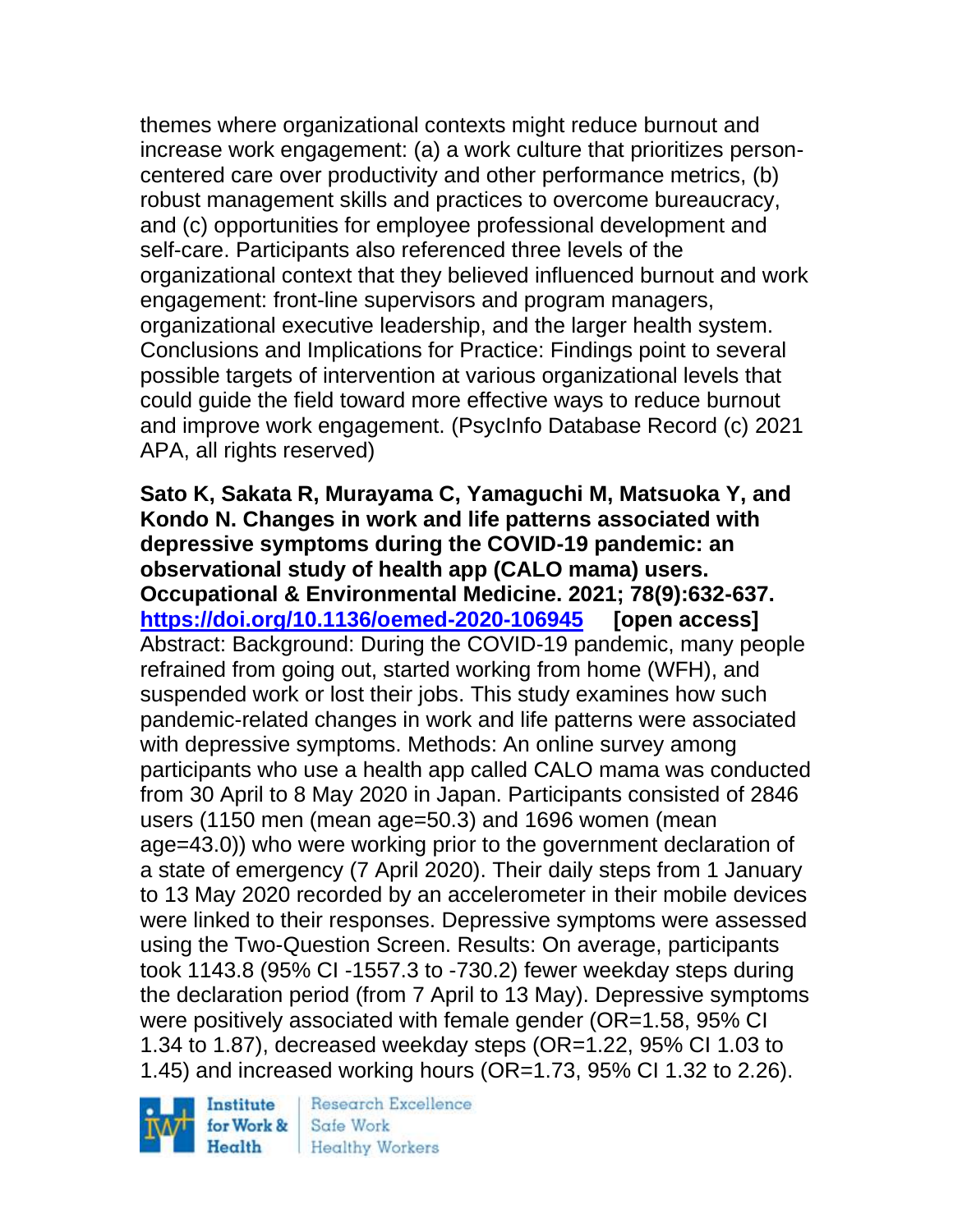themes where organizational contexts might reduce burnout and increase work engagement: (a) a work culture that prioritizes person-centered care over productivity and other performance metrics, (b) robust management skills and practices to overcome bureaucracy, and (c) opportunities for employee professional development and self-care. Participants also referenced three levels of the organizational context that they believed influenced burnout and work engagement: front-line supervisors and program managers, organizational executive leadership, and the larger health system. Conclusions and Implications for Practice: Findings point to several possible targets of intervention at various organizational levels that could guide the field toward more effective ways to reduce burnout and improve work engagement. (PsycInfo Database Record (c) 2021 APA, all rights reserved)

**Sato K, Sakata R, Murayama C, Yamaguchi M, Matsuoka Y, and Kondo N. Changes in work and life patterns associated with depressive symptoms during the COVID-19 pandemic: an observational study of health app (CALO mama) users. Occupational & Environmental Medicine. 2021; 78(9):632-637. https://doi.org/10.1136/oemed-2020-106945 [open access]**
Abstract: Background: During the COVID-19 pandemic, many people refrained from going out, started working from home (WFH), and suspended work or lost their jobs. This study examines how such pandemic-related changes in work and life patterns were associated with depressive symptoms. Methods: An online survey among participants who use a health app called CALO mama was conducted from 30 April to 8 May 2020 in Japan. Participants consisted of 2846 users (1150 men (mean age=50.3) and 1696 women (mean age=43.0)) who were working prior to the government declaration of a state of emergency (7 April 2020). Their daily steps from 1 January to 13 May 2020 recorded by an accelerometer in their mobile devices were linked to their responses. Depressive symptoms were assessed using the Two-Question Screen. Results: On average, participants took 1143.8 (95% CI -1557.3 to -730.2) fewer weekday steps during the declaration period (from 7 April to 13 May). Depressive symptoms were positively associated with female gender (OR=1.58, 95% CI 1.34 to 1.87), decreased weekday steps (OR=1.22, 95% CI 1.03 to 1.45) and increased working hours (OR=1.73, 95% CI 1.32 to 2.26).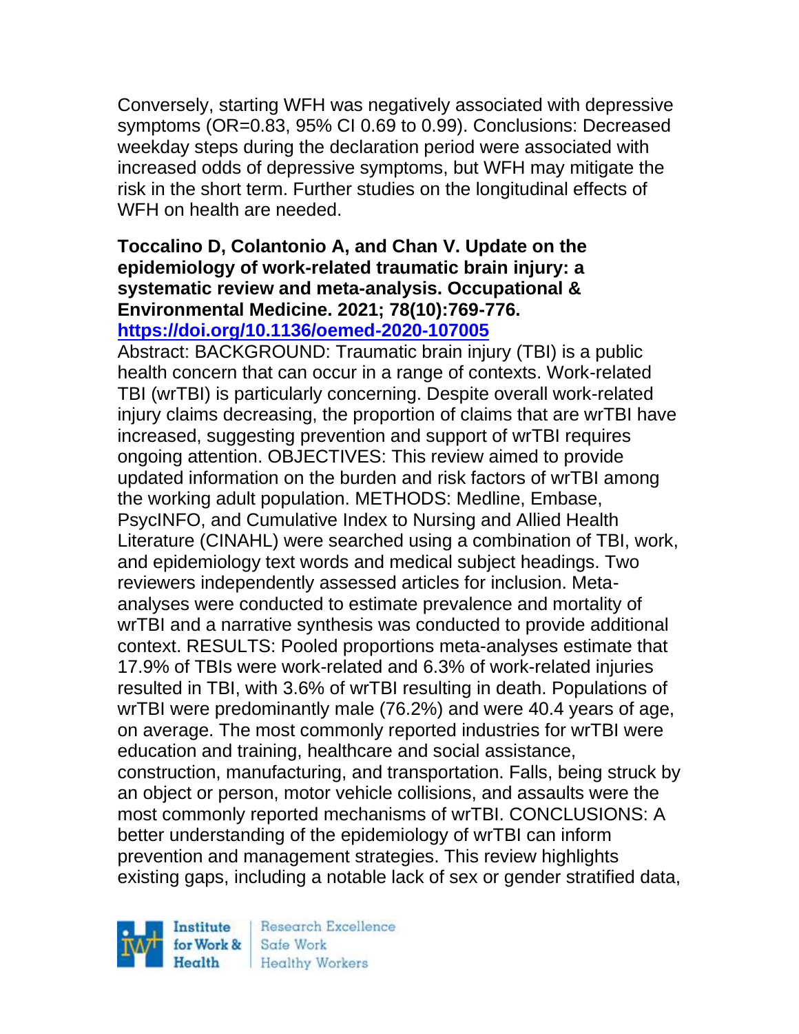Conversely, starting WFH was negatively associated with depressive symptoms (OR=0.83, 95% CI 0.69 to 0.99). Conclusions: Decreased weekday steps during the declaration period were associated with increased odds of depressive symptoms, but WFH may mitigate the risk in the short term. Further studies on the longitudinal effects of WFH on health are needed.

**Toccalino D, Colantonio A, and Chan V. Update on the epidemiology of work-related traumatic brain injury: a systematic review and meta-analysis. Occupational & Environmental Medicine. 2021; 78(10):769-776. https://doi.org/10.1136/oemed-2020-107005**

Abstract: BACKGROUND: Traumatic brain injury (TBI) is a public health concern that can occur in a range of contexts. Work-related TBI (wrTBI) is particularly concerning. Despite overall work-related injury claims decreasing, the proportion of claims that are wrTBI have increased, suggesting prevention and support of wrTBI requires ongoing attention. OBJECTIVES: This review aimed to provide updated information on the burden and risk factors of wrTBI among the working adult population. METHODS: Medline, Embase, PsycINFO, and Cumulative Index to Nursing and Allied Health Literature (CINAHL) were searched using a combination of TBI, work, and epidemiology text words and medical subject headings. Two reviewers independently assessed articles for inclusion. Meta-analyses were conducted to estimate prevalence and mortality of wrTBI and a narrative synthesis was conducted to provide additional context. RESULTS: Pooled proportions meta-analyses estimate that 17.9% of TBIs were work-related and 6.3% of work-related injuries resulted in TBI, with 3.6% of wrTBI resulting in death. Populations of wrTBI were predominantly male (76.2%) and were 40.4 years of age, on average. The most commonly reported industries for wrTBI were education and training, healthcare and social assistance, construction, manufacturing, and transportation. Falls, being struck by an object or person, motor vehicle collisions, and assaults were the most commonly reported mechanisms of wrTBI. CONCLUSIONS: A better understanding of the epidemiology of wrTBI can inform prevention and management strategies. This review highlights existing gaps, including a notable lack of sex or gender stratified data,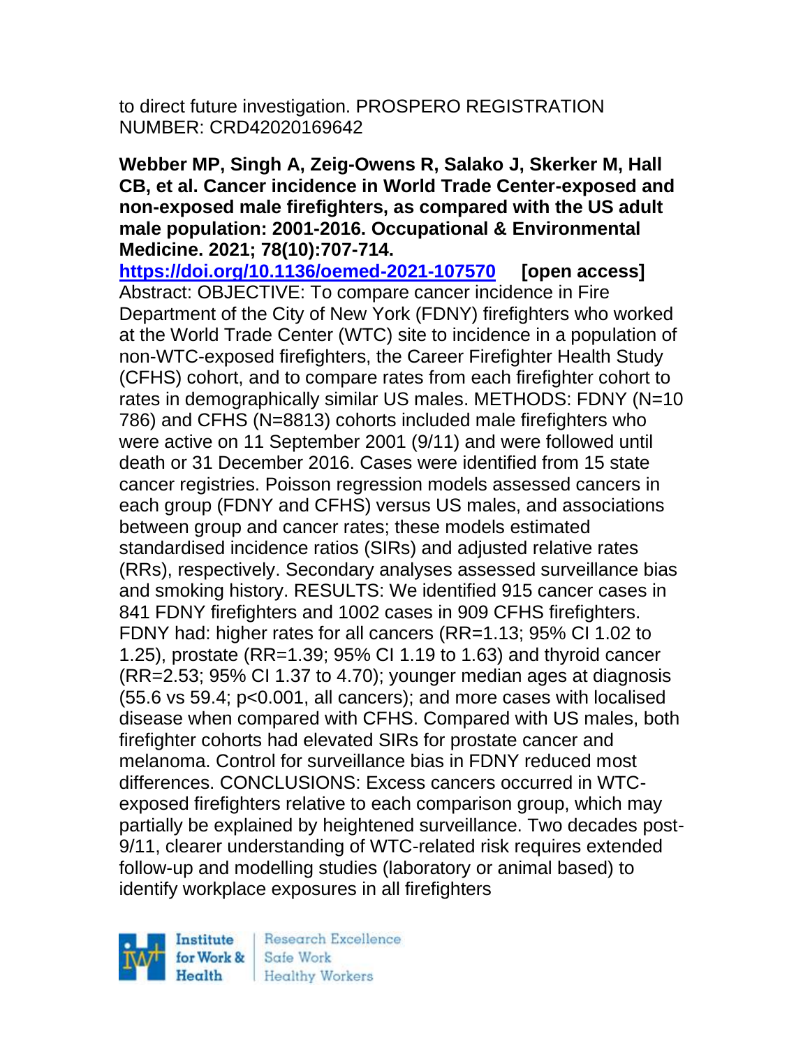to direct future investigation. PROSPERO REGISTRATION NUMBER: CRD42020169642

**Webber MP, Singh A, Zeig-Owens R, Salako J, Skerker M, Hall CB, et al. Cancer incidence in World Trade Center-exposed and non-exposed male firefighters, as compared with the US adult male population: 2001-2016. Occupational & Environmental Medicine. 2021; 78(10):707-714.**
**https://doi.org/10.1136/oemed-2021-107570** **[open access]**
Abstract: OBJECTIVE: To compare cancer incidence in Fire Department of the City of New York (FDNY) firefighters who worked at the World Trade Center (WTC) site to incidence in a population of non-WTC-exposed firefighters, the Career Firefighter Health Study (CFHS) cohort, and to compare rates from each firefighter cohort to rates in demographically similar US males. METHODS: FDNY (N=10 786) and CFHS (N=8813) cohorts included male firefighters who were active on 11 September 2001 (9/11) and were followed until death or 31 December 2016. Cases were identified from 15 state cancer registries. Poisson regression models assessed cancers in each group (FDNY and CFHS) versus US males, and associations between group and cancer rates; these models estimated standardised incidence ratios (SIRs) and adjusted relative rates (RRs), respectively. Secondary analyses assessed surveillance bias and smoking history. RESULTS: We identified 915 cancer cases in 841 FDNY firefighters and 1002 cases in 909 CFHS firefighters. FDNY had: higher rates for all cancers (RR=1.13; 95% CI 1.02 to 1.25), prostate (RR=1.39; 95% CI 1.19 to 1.63) and thyroid cancer (RR=2.53; 95% CI 1.37 to 4.70); younger median ages at diagnosis (55.6 vs 59.4; p<0.001, all cancers); and more cases with localised disease when compared with CFHS. Compared with US males, both firefighter cohorts had elevated SIRs for prostate cancer and melanoma. Control for surveillance bias in FDNY reduced most differences. CONCLUSIONS: Excess cancers occurred in WTC-exposed firefighters relative to each comparison group, which may partially be explained by heightened surveillance. Two decades post-9/11, clearer understanding of WTC-related risk requires extended follow-up and modelling studies (laboratory or animal based) to identify workplace exposures in all firefighters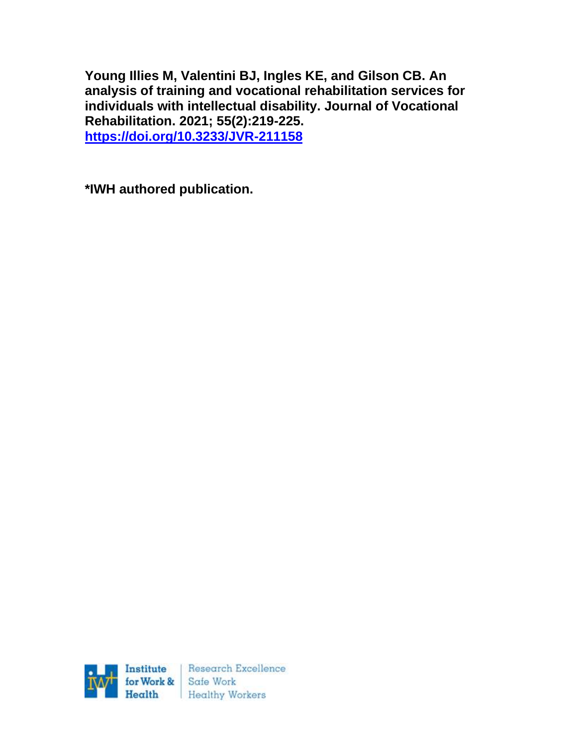**Young Illies M, Valentini BJ, Ingles KE, and Gilson CB. An analysis of training and vocational rehabilitation services for individuals with intellectual disability. Journal of Vocational Rehabilitation. 2021; 55(2):219-225.**
**https://doi.org/10.3233/JVR-211158**

***IWH authored publication.**

Institute for Work & Health | Research Excellence Safe Work Healthy Workers